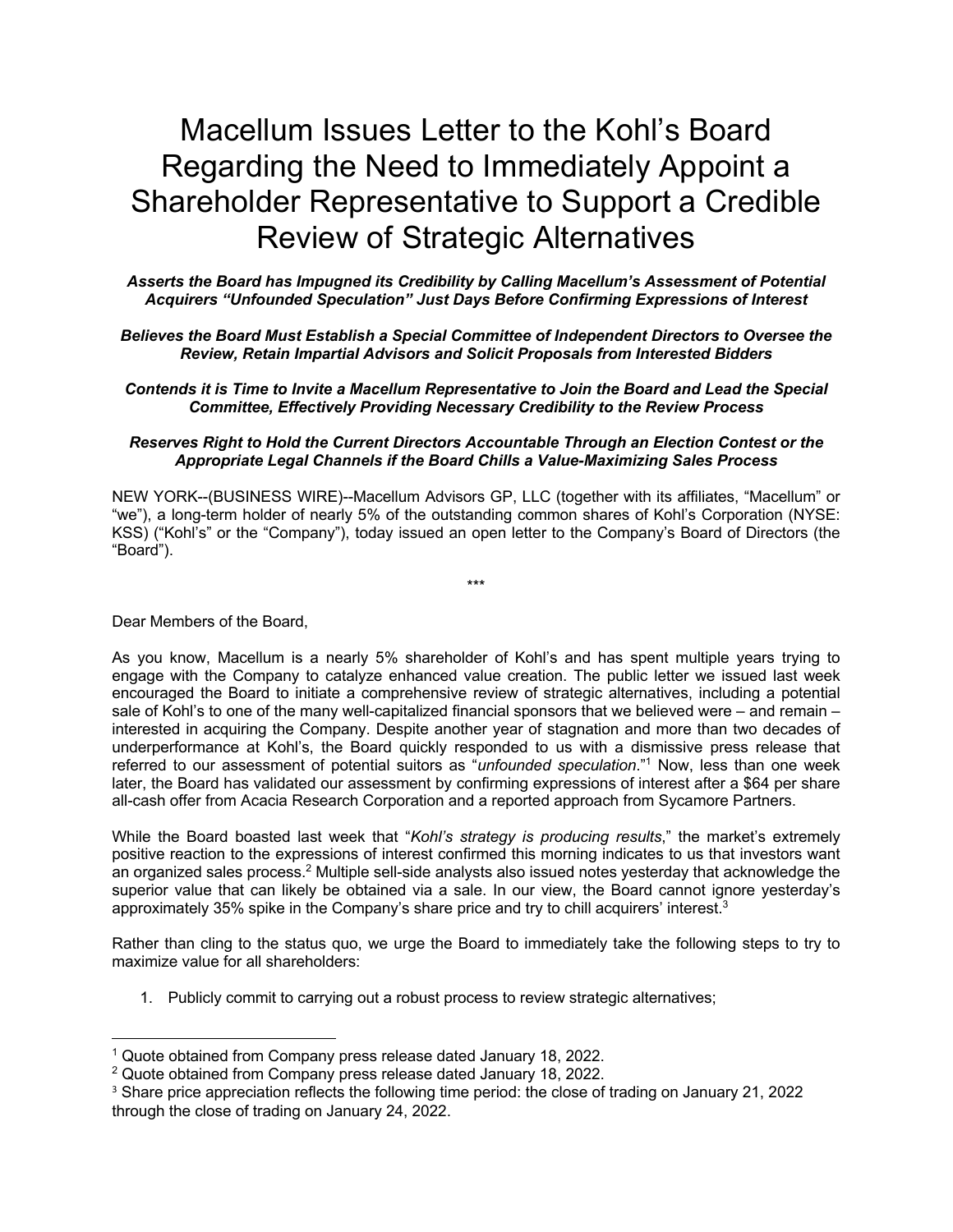# Macellum Issues Letter to the Kohl's Board Regarding the Need to Immediately Appoint a Shareholder Representative to Support a Credible Review of Strategic Alternatives

***Asserts the Board has Impugned its Credibility by Calling Macellum's Assessment of Potential Acquirers "Unfounded Speculation" Just Days Before Confirming Expressions of Interest***

***Believes the Board Must Establish a Special Committee of Independent Directors to Oversee the Review, Retain Impartial Advisors and Solicit Proposals from Interested Bidders***

***Contends it is Time to Invite a Macellum Representative to Join the Board and Lead the Special Committee, Effectively Providing Necessary Credibility to the Review Process***

***Reserves Right to Hold the Current Directors Accountable Through an Election Contest or the Appropriate Legal Channels if the Board Chills a Value-Maximizing Sales Process***

NEW YORK--(BUSINESS WIRE)--Macellum Advisors GP, LLC (together with its affiliates, "Macellum" or "we"), a long-term holder of nearly 5% of the outstanding common shares of Kohl's Corporation (NYSE: KSS) ("Kohl's" or the "Company"), today issued an open letter to the Company's Board of Directors (the "Board").

\*\*\*

Dear Members of the Board,

As you know, Macellum is a nearly 5% shareholder of Kohl's and has spent multiple years trying to engage with the Company to catalyze enhanced value creation. The public letter we issued last week encouraged the Board to initiate a comprehensive review of strategic alternatives, including a potential sale of Kohl's to one of the many well-capitalized financial sponsors that we believed were – and remain – interested in acquiring the Company. Despite another year of stagnation and more than two decades of underperformance at Kohl's, the Board quickly responded to us with a dismissive press release that referred to our assessment of potential suitors as "*unfounded speculation*."[1] Now, less than one week later, the Board has validated our assessment by confirming expressions of interest after a $64 per share all-cash offer from Acacia Research Corporation and a reported approach from Sycamore Partners.

While the Board boasted last week that "*Kohl's strategy is producing results*," the market's extremely positive reaction to the expressions of interest confirmed this morning indicates to us that investors want an organized sales process.[2] Multiple sell-side analysts also issued notes yesterday that acknowledge the superior value that can likely be obtained via a sale. In our view, the Board cannot ignore yesterday's approximately 35% spike in the Company's share price and try to chill acquirers' interest.[3]

Rather than cling to the status quo, we urge the Board to immediately take the following steps to try to maximize value for all shareholders:

1. Publicly commit to carrying out a robust process to review strategic alternatives;

---

[1] Quote obtained from Company press release dated January 18, 2022.
[2] Quote obtained from Company press release dated January 18, 2022.
[3] Share price appreciation reflects the following time period: the close of trading on January 21, 2022 through the close of trading on January 24, 2022.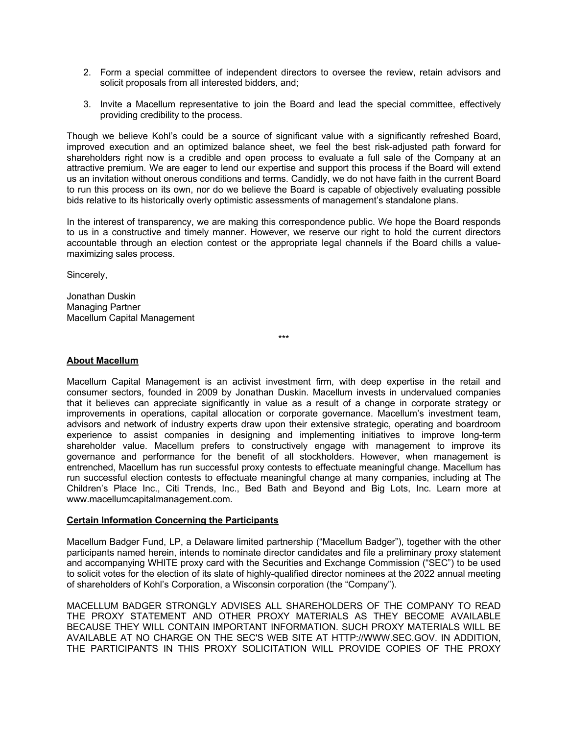2. Form a special committee of independent directors to oversee the review, retain advisors and solicit proposals from all interested bidders, and;
3. Invite a Macellum representative to join the Board and lead the special committee, effectively providing credibility to the process.

Though we believe Kohl's could be a source of significant value with a significantly refreshed Board, improved execution and an optimized balance sheet, we feel the best risk-adjusted path forward for shareholders right now is a credible and open process to evaluate a full sale of the Company at an attractive premium. We are eager to lend our expertise and support this process if the Board will extend us an invitation without onerous conditions and terms. Candidly, we do not have faith in the current Board to run this process on its own, nor do we believe the Board is capable of objectively evaluating possible bids relative to its historically overly optimistic assessments of management's standalone plans.

In the interest of transparency, we are making this correspondence public. We hope the Board responds to us in a constructive and timely manner. However, we reserve our right to hold the current directors accountable through an election contest or the appropriate legal channels if the Board chills a value-maximizing sales process.

Sincerely,

Jonathan Duskin
Managing Partner
Macellum Capital Management

***

**About Macellum**

Macellum Capital Management is an activist investment firm, with deep expertise in the retail and consumer sectors, founded in 2009 by Jonathan Duskin. Macellum invests in undervalued companies that it believes can appreciate significantly in value as a result of a change in corporate strategy or improvements in operations, capital allocation or corporate governance. Macellum's investment team, advisors and network of industry experts draw upon their extensive strategic, operating and boardroom experience to assist companies in designing and implementing initiatives to improve long-term shareholder value. Macellum prefers to constructively engage with management to improve its governance and performance for the benefit of all stockholders. However, when management is entrenched, Macellum has run successful proxy contests to effectuate meaningful change. Macellum has run successful election contests to effectuate meaningful change at many companies, including at The Children's Place Inc., Citi Trends, Inc., Bed Bath and Beyond and Big Lots, Inc. Learn more at www.macellumcapitalmanagement.com.

**Certain Information Concerning the Participants**

Macellum Badger Fund, LP, a Delaware limited partnership ("Macellum Badger"), together with the other participants named herein, intends to nominate director candidates and file a preliminary proxy statement and accompanying WHITE proxy card with the Securities and Exchange Commission ("SEC") to be used to solicit votes for the election of its slate of highly-qualified director nominees at the 2022 annual meeting of shareholders of Kohl's Corporation, a Wisconsin corporation (the "Company").

MACELLUM BADGER STRONGLY ADVISES ALL SHAREHOLDERS OF THE COMPANY TO READ THE PROXY STATEMENT AND OTHER PROXY MATERIALS AS THEY BECOME AVAILABLE BECAUSE THEY WILL CONTAIN IMPORTANT INFORMATION. SUCH PROXY MATERIALS WILL BE AVAILABLE AT NO CHARGE ON THE SEC'S WEB SITE AT HTTP://WWW.SEC.GOV. IN ADDITION, THE PARTICIPANTS IN THIS PROXY SOLICITATION WILL PROVIDE COPIES OF THE PROXY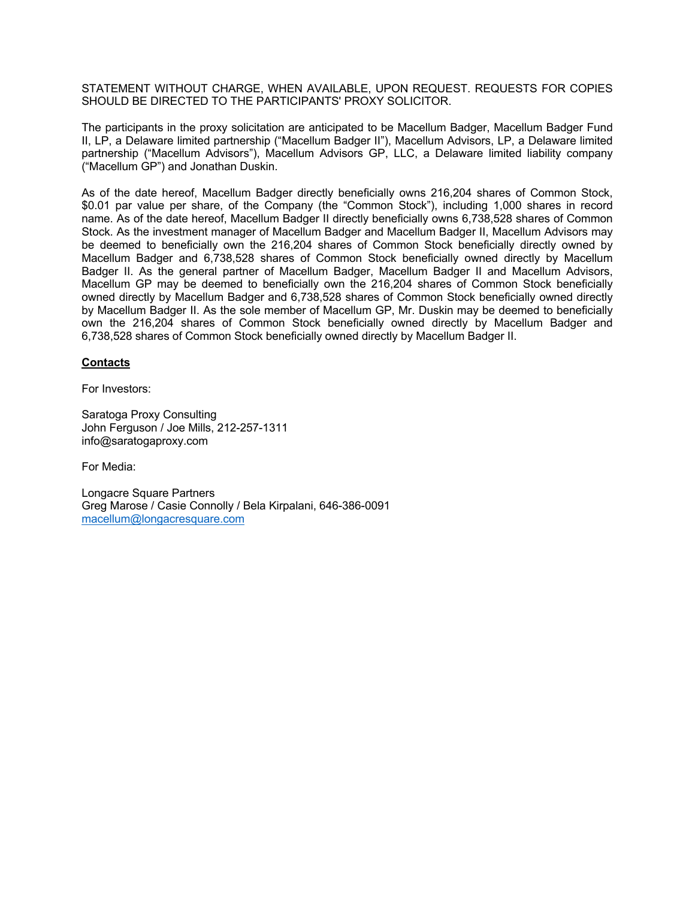STATEMENT WITHOUT CHARGE, WHEN AVAILABLE, UPON REQUEST. REQUESTS FOR COPIES SHOULD BE DIRECTED TO THE PARTICIPANTS' PROXY SOLICITOR.

The participants in the proxy solicitation are anticipated to be Macellum Badger, Macellum Badger Fund II, LP, a Delaware limited partnership ("Macellum Badger II"), Macellum Advisors, LP, a Delaware limited partnership ("Macellum Advisors"), Macellum Advisors GP, LLC, a Delaware limited liability company ("Macellum GP") and Jonathan Duskin.

As of the date hereof, Macellum Badger directly beneficially owns 216,204 shares of Common Stock, $0.01 par value per share, of the Company (the "Common Stock"), including 1,000 shares in record name. As of the date hereof, Macellum Badger II directly beneficially owns 6,738,528 shares of Common Stock. As the investment manager of Macellum Badger and Macellum Badger II, Macellum Advisors may be deemed to beneficially own the 216,204 shares of Common Stock beneficially directly owned by Macellum Badger and 6,738,528 shares of Common Stock beneficially owned directly by Macellum Badger II. As the general partner of Macellum Badger, Macellum Badger II and Macellum Advisors, Macellum GP may be deemed to beneficially own the 216,204 shares of Common Stock beneficially owned directly by Macellum Badger and 6,738,528 shares of Common Stock beneficially owned directly by Macellum Badger II. As the sole member of Macellum GP, Mr. Duskin may be deemed to beneficially own the 216,204 shares of Common Stock beneficially owned directly by Macellum Badger and 6,738,528 shares of Common Stock beneficially owned directly by Macellum Badger II.

**Contacts**

For Investors:

Saratoga Proxy Consulting
John Ferguson / Joe Mills, 212-257-1311
info@saratogaproxy.com

For Media:

Longacre Square Partners
Greg Marose / Casie Connolly / Bela Kirpalani, 646-386-0091
macellum@longacresquare.com